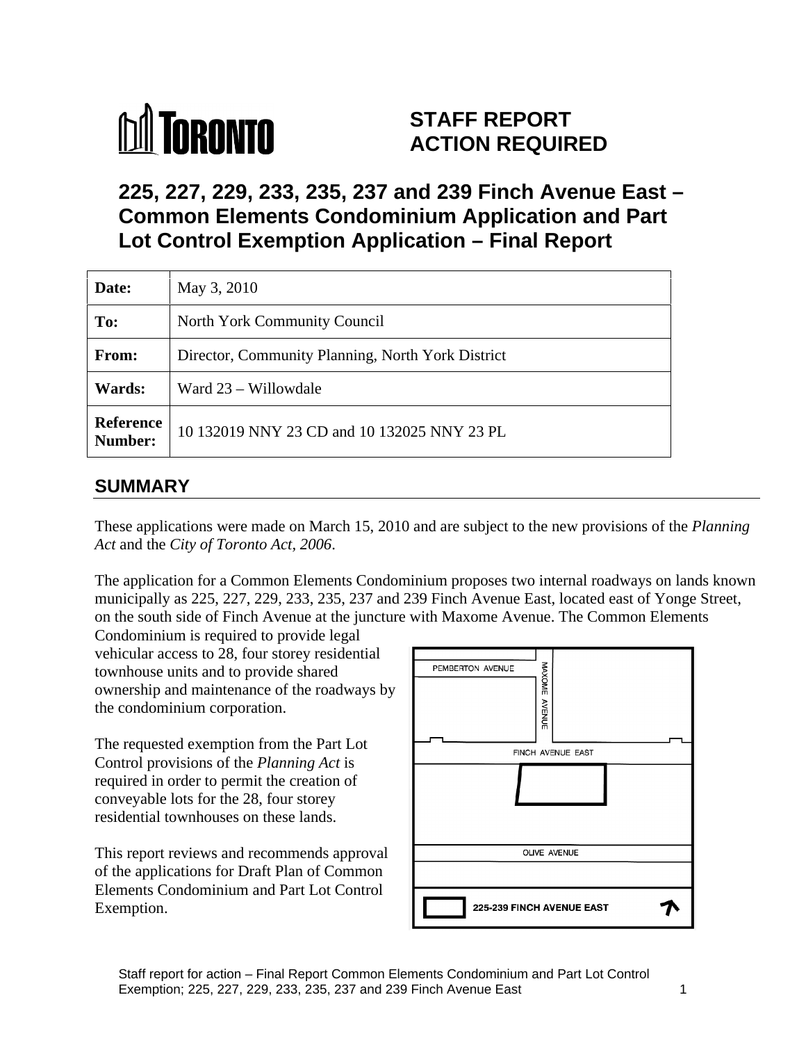# STAFF REPORT ACTION REQUIRED

## 225, 227, 229, 233, 235, 237 and 239 Finch Avenue East – Common Elements Condominium Application and Part Lot Control Exemption Application – Final Report

| **Date:** | May 3, 2010 |
|---|---|
| **To:** | North York Community Council |
| **From:** | Director, Community Planning, North York District |
| **Wards:** | Ward 23 – Willowdale |
| **Reference Number:** | 10 132019 NNY 23 CD and 10 132025 NNY 23 PL |

## SUMMARY

These applications were made on March 15, 2010 and are subject to the new provisions of the *Planning Act* and the *City of Toronto Act, 2006*.

The application for a Common Elements Condominium proposes two internal roadways on lands known municipally as 225, 227, 229, 233, 235, 237 and 239 Finch Avenue East, located east of Yonge Street, on the south side of Finch Avenue at the juncture with Maxome Avenue. The Common Elements Condominium is required to provide legal vehicular access to 28, four storey residential townhouse units and to provide shared ownership and maintenance of the roadways by the condominium corporation.

The requested exemption from the Part Lot Control provisions of the *Planning Act* is required in order to permit the creation of conveyable lots for the 28, four storey residential townhouses on these lands.

This report reviews and recommends approval of the applications for Draft Plan of Common Elements Condominium and Part Lot Control Exemption.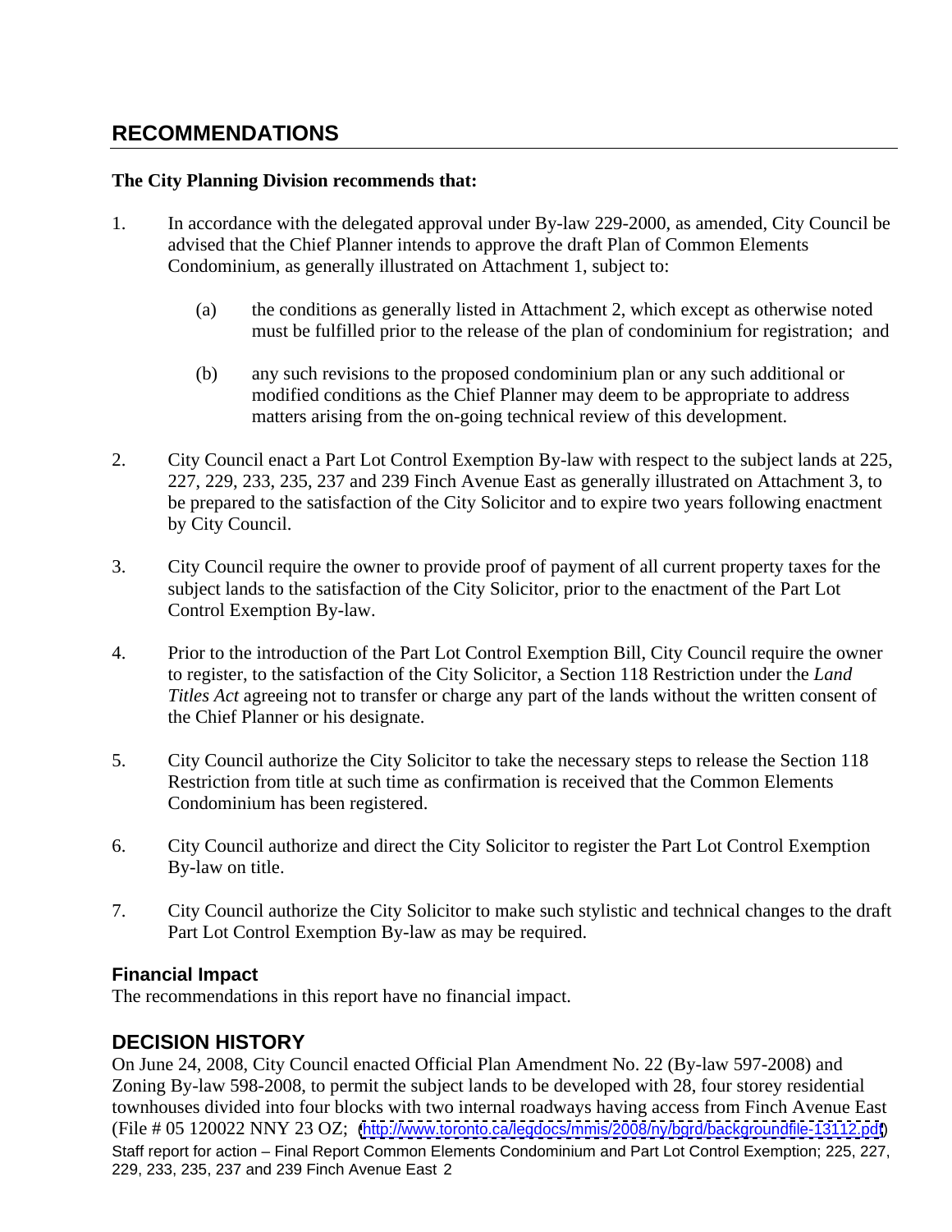## RECOMMENDATIONS

**The City Planning Division recommends that:**

1. In accordance with the delegated approval under By-law 229-2000, as amended, City Council be advised that the Chief Planner intends to approve the draft Plan of Common Elements Condominium, as generally illustrated on Attachment 1, subject to:

   (a) the conditions as generally listed in Attachment 2, which except as otherwise noted must be fulfilled prior to the release of the plan of condominium for registration; and

   (b) any such revisions to the proposed condominium plan or any such additional or modified conditions as the Chief Planner may deem to be appropriate to address matters arising from the on-going technical review of this development.

2. City Council enact a Part Lot Control Exemption By-law with respect to the subject lands at 225, 227, 229, 233, 235, 237 and 239 Finch Avenue East as generally illustrated on Attachment 3, to be prepared to the satisfaction of the City Solicitor and to expire two years following enactment by City Council.

3. City Council require the owner to provide proof of payment of all current property taxes for the subject lands to the satisfaction of the City Solicitor, prior to the enactment of the Part Lot Control Exemption By-law.

4. Prior to the introduction of the Part Lot Control Exemption Bill, City Council require the owner to register, to the satisfaction of the City Solicitor, a Section 118 Restriction under the *Land Titles Act* agreeing not to transfer or charge any part of the lands without the written consent of the Chief Planner or his designate.

5. City Council authorize the City Solicitor to take the necessary steps to release the Section 118 Restriction from title at such time as confirmation is received that the Common Elements Condominium has been registered.

6. City Council authorize and direct the City Solicitor to register the Part Lot Control Exemption By-law on title.

7. City Council authorize the City Solicitor to make such stylistic and technical changes to the draft Part Lot Control Exemption By-law as may be required.

### Financial Impact

The recommendations in this report have no financial impact.

## DECISION HISTORY

On June 24, 2008, City Council enacted Official Plan Amendment No. 22 (By-law 597-2008) and Zoning By-law 598-2008, to permit the subject lands to be developed with 28, four storey residential townhouses divided into four blocks with two internal roadways having access from Finch Avenue East (File # 05 120022 NNY 23 OZ; (http://www.toronto.ca/legdocs/mmis/2008/ny/bgrd/backgroundfile-13112.pdf)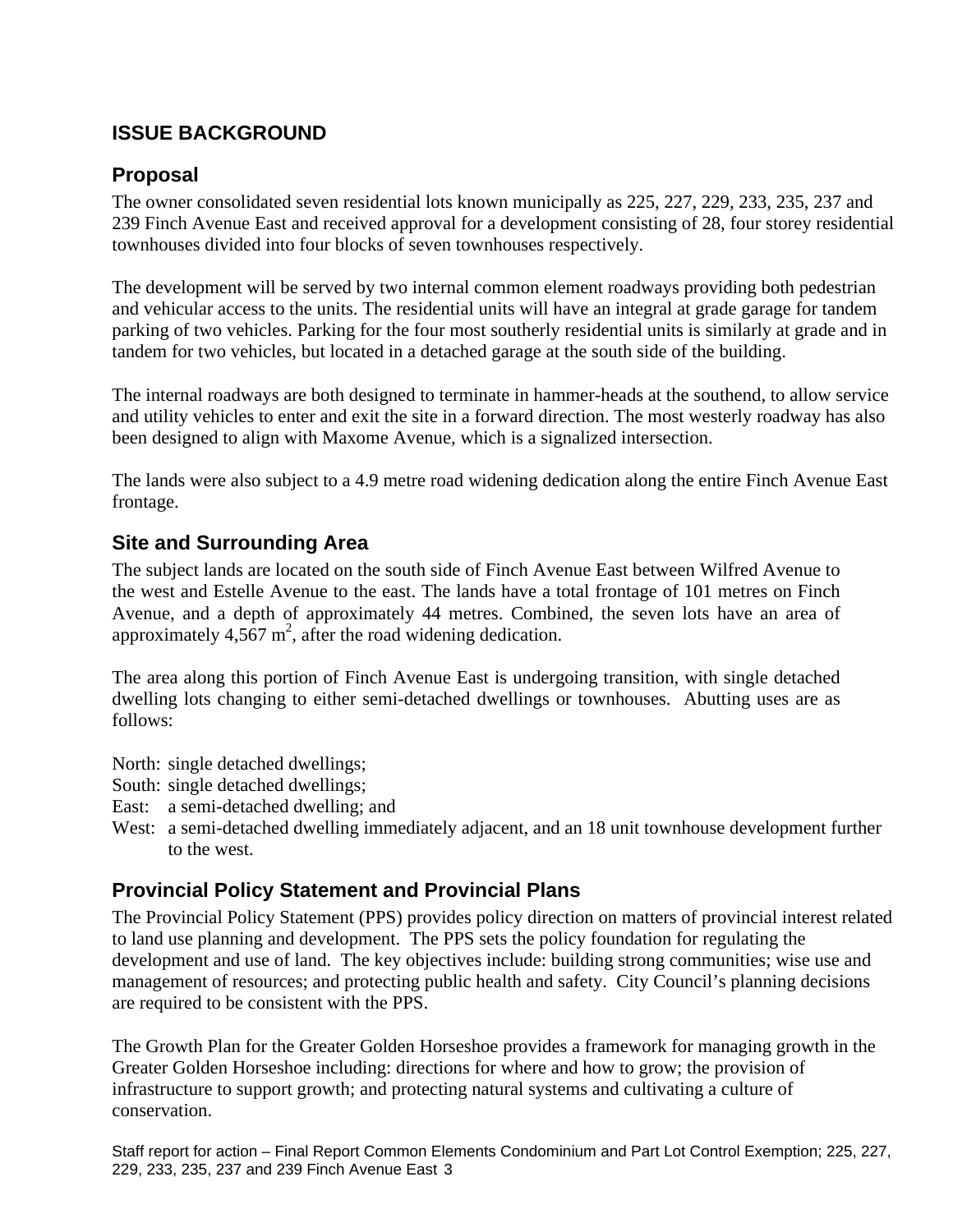## ISSUE BACKGROUND

### Proposal

The owner consolidated seven residential lots known municipally as 225, 227, 229, 233, 235, 237 and 239 Finch Avenue East and received approval for a development consisting of 28, four storey residential townhouses divided into four blocks of seven townhouses respectively.

The development will be served by two internal common element roadways providing both pedestrian and vehicular access to the units. The residential units will have an integral at grade garage for tandem parking of two vehicles. Parking for the four most southerly residential units is similarly at grade and in tandem for two vehicles, but located in a detached garage at the south side of the building.

The internal roadways are both designed to terminate in hammer-heads at the southend, to allow service and utility vehicles to enter and exit the site in a forward direction. The most westerly roadway has also been designed to align with Maxome Avenue, which is a signalized intersection.

The lands were also subject to a 4.9 metre road widening dedication along the entire Finch Avenue East frontage.

### Site and Surrounding Area

The subject lands are located on the south side of Finch Avenue East between Wilfred Avenue to the west and Estelle Avenue to the east. The lands have a total frontage of 101 metres on Finch Avenue, and a depth of approximately 44 metres. Combined, the seven lots have an area of approximately 4,567 $m^2$, after the road widening dedication.

The area along this portion of Finch Avenue East is undergoing transition, with single detached dwelling lots changing to either semi-detached dwellings or townhouses. Abutting uses are as follows:

North: single detached dwellings;
South: single detached dwellings;
East: a semi-detached dwelling; and
West: a semi-detached dwelling immediately adjacent, and an 18 unit townhouse development further to the west.

### Provincial Policy Statement and Provincial Plans

The Provincial Policy Statement (PPS) provides policy direction on matters of provincial interest related to land use planning and development. The PPS sets the policy foundation for regulating the development and use of land. The key objectives include: building strong communities; wise use and management of resources; and protecting public health and safety. City Council's planning decisions are required to be consistent with the PPS.

The Growth Plan for the Greater Golden Horseshoe provides a framework for managing growth in the Greater Golden Horseshoe including: directions for where and how to grow; the provision of infrastructure to support growth; and protecting natural systems and cultivating a culture of conservation.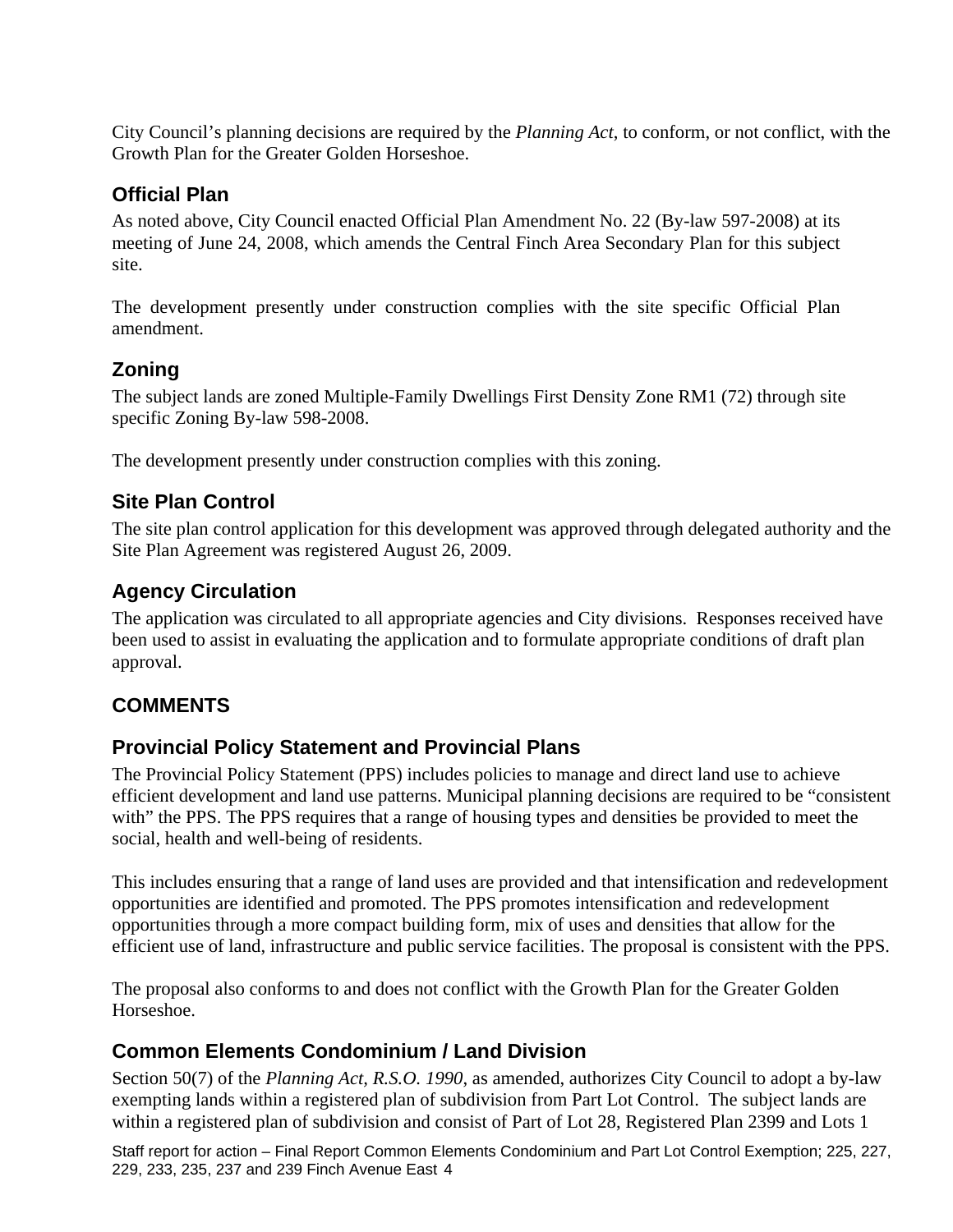City Council's planning decisions are required by the *Planning Act*, to conform, or not conflict, with the Growth Plan for the Greater Golden Horseshoe.

### Official Plan

As noted above, City Council enacted Official Plan Amendment No. 22 (By-law 597-2008) at its meeting of June 24, 2008, which amends the Central Finch Area Secondary Plan for this subject site.

The development presently under construction complies with the site specific Official Plan amendment.

### Zoning

The subject lands are zoned Multiple-Family Dwellings First Density Zone RM1 (72) through site specific Zoning By-law 598-2008.

The development presently under construction complies with this zoning.

### Site Plan Control

The site plan control application for this development was approved through delegated authority and the Site Plan Agreement was registered August 26, 2009.

### Agency Circulation

The application was circulated to all appropriate agencies and City divisions. Responses received have been used to assist in evaluating the application and to formulate appropriate conditions of draft plan approval.

## COMMENTS

### Provincial Policy Statement and Provincial Plans

The Provincial Policy Statement (PPS) includes policies to manage and direct land use to achieve efficient development and land use patterns. Municipal planning decisions are required to be "consistent with" the PPS. The PPS requires that a range of housing types and densities be provided to meet the social, health and well-being of residents.

This includes ensuring that a range of land uses are provided and that intensification and redevelopment opportunities are identified and promoted. The PPS promotes intensification and redevelopment opportunities through a more compact building form, mix of uses and densities that allow for the efficient use of land, infrastructure and public service facilities. The proposal is consistent with the PPS.

The proposal also conforms to and does not conflict with the Growth Plan for the Greater Golden Horseshoe.

### Common Elements Condominium / Land Division

Section 50(7) of the *Planning Act, R.S.O. 1990*, as amended, authorizes City Council to adopt a by-law exempting lands within a registered plan of subdivision from Part Lot Control. The subject lands are within a registered plan of subdivision and consist of Part of Lot 28, Registered Plan 2399 and Lots 1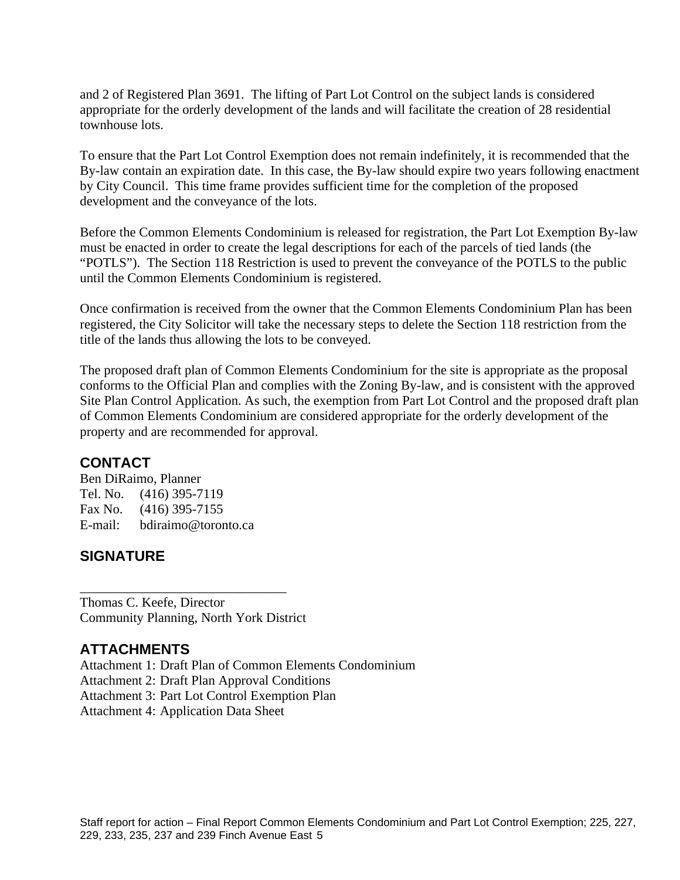and 2 of Registered Plan 3691. The lifting of Part Lot Control on the subject lands is considered appropriate for the orderly development of the lands and will facilitate the creation of 28 residential townhouse lots.

To ensure that the Part Lot Control Exemption does not remain indefinitely, it is recommended that the By-law contain an expiration date. In this case, the By-law should expire two years following enactment by City Council. This time frame provides sufficient time for the completion of the proposed development and the conveyance of the lots.

Before the Common Elements Condominium is released for registration, the Part Lot Exemption By-law must be enacted in order to create the legal descriptions for each of the parcels of tied lands (the "POTLS"). The Section 118 Restriction is used to prevent the conveyance of the POTLS to the public until the Common Elements Condominium is registered.

Once confirmation is received from the owner that the Common Elements Condominium Plan has been registered, the City Solicitor will take the necessary steps to delete the Section 118 restriction from the title of the lands thus allowing the lots to be conveyed.

The proposed draft plan of Common Elements Condominium for the site is appropriate as the proposal conforms to the Official Plan and complies with the Zoning By-law, and is consistent with the approved Site Plan Control Application. As such, the exemption from Part Lot Control and the proposed draft plan of Common Elements Condominium are considered appropriate for the orderly development of the property and are recommended for approval.

## CONTACT

Ben DiRaimo, Planner
Tel. No. (416) 395-7119
Fax No. (416) 395-7155
E-mail: bdiraimo@toronto.ca

## SIGNATURE

_______________________________
Thomas C. Keefe, Director
Community Planning, North York District

## ATTACHMENTS

Attachment 1: Draft Plan of Common Elements Condominium
Attachment 2: Draft Plan Approval Conditions
Attachment 3: Part Lot Control Exemption Plan
Attachment 4: Application Data Sheet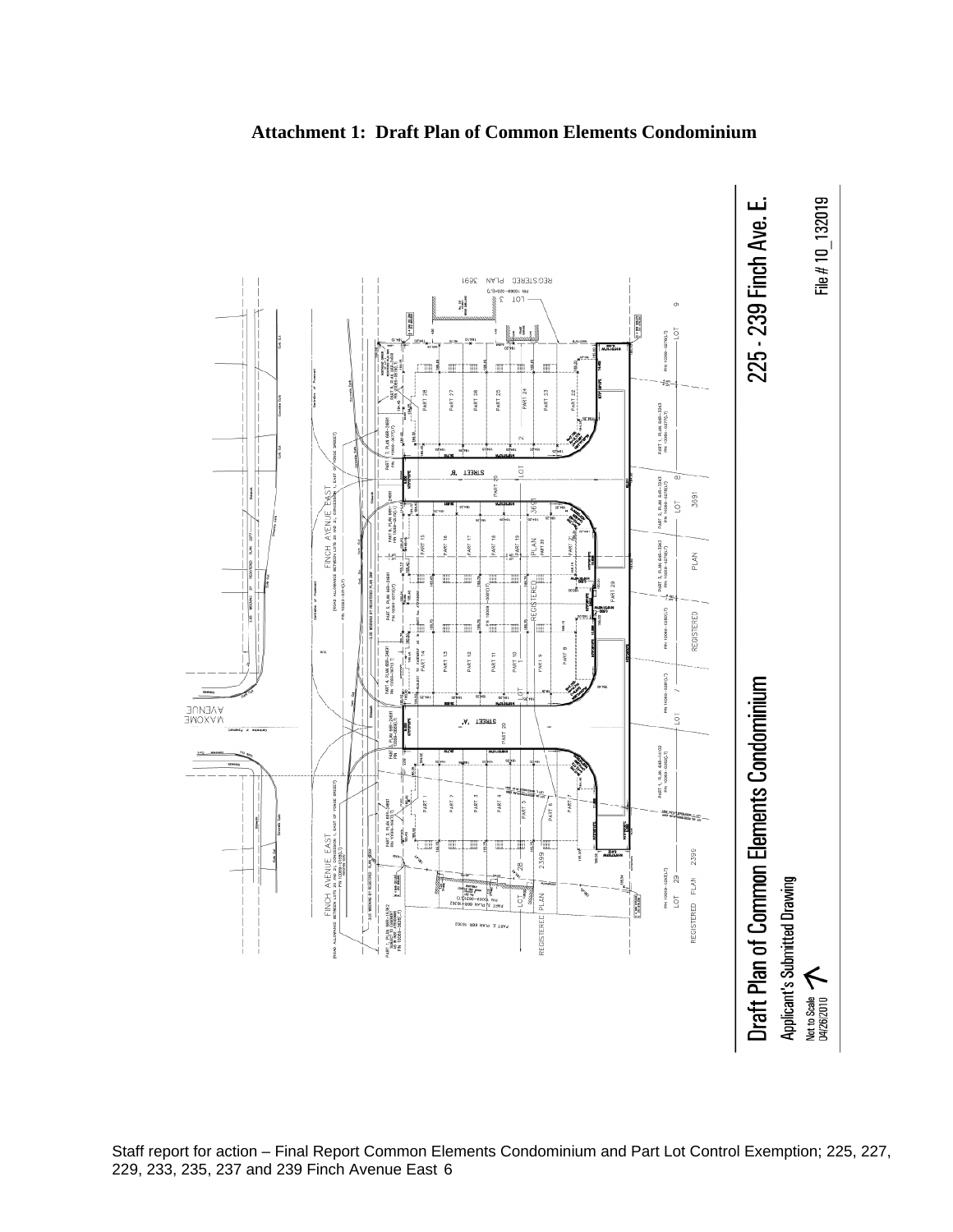**Attachment 1: Draft Plan of Common Elements Condominium**

Draft Plan of Common Elements Condominium

Applicant's Submitted Drawing

Not to Scale
04/26/2010

225 - 239 Finch Ave. E.

File # 10_132019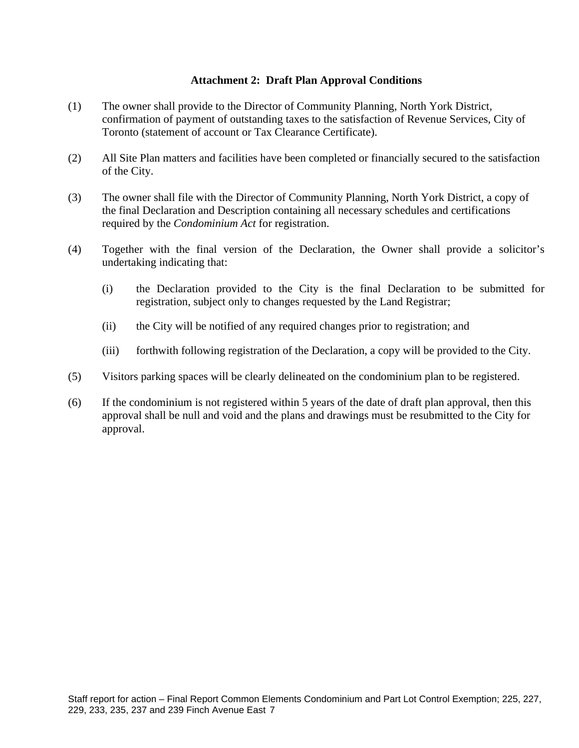## Attachment 2: Draft Plan Approval Conditions

(1) The owner shall provide to the Director of Community Planning, North York District, confirmation of payment of outstanding taxes to the satisfaction of Revenue Services, City of Toronto (statement of account or Tax Clearance Certificate).

(2) All Site Plan matters and facilities have been completed or financially secured to the satisfaction of the City.

(3) The owner shall file with the Director of Community Planning, North York District, a copy of the final Declaration and Description containing all necessary schedules and certifications required by the *Condominium Act* for registration.

(4) Together with the final version of the Declaration, the Owner shall provide a solicitor's undertaking indicating that:

   (i) the Declaration provided to the City is the final Declaration to be submitted for registration, subject only to changes requested by the Land Registrar;

   (ii) the City will be notified of any required changes prior to registration; and

   (iii) forthwith following registration of the Declaration, a copy will be provided to the City.

(5) Visitors parking spaces will be clearly delineated on the condominium plan to be registered.

(6) If the condominium is not registered within 5 years of the date of draft plan approval, then this approval shall be null and void and the plans and drawings must be resubmitted to the City for approval.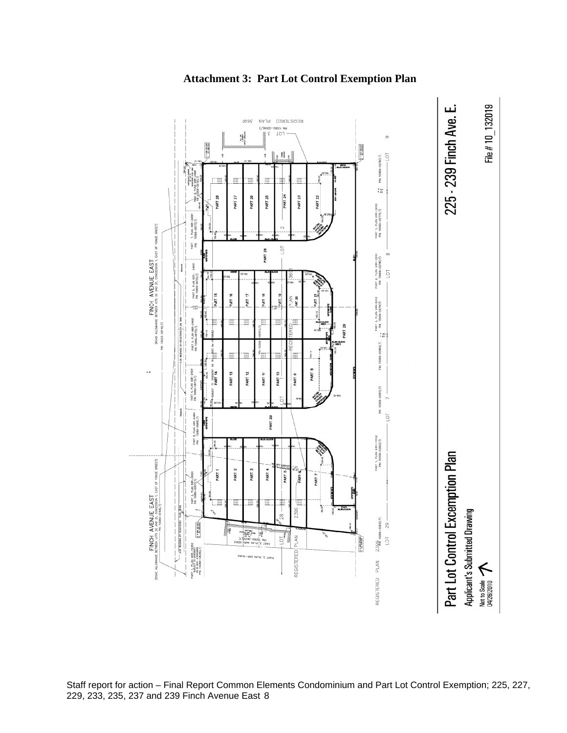**Attachment 3: Part Lot Control Exemption Plan**

Part Lot Control Exemption Plan

Applicant's Submitted Drawing

Not to Scale
04/26/2010

225 - 239 Finch Ave. E.

File # 10_132019

Staff report for action – Final Report Common Elements Condominium and Part Lot Control Exemption; 225, 227, 229, 233, 235, 237 and 239 Finch Avenue East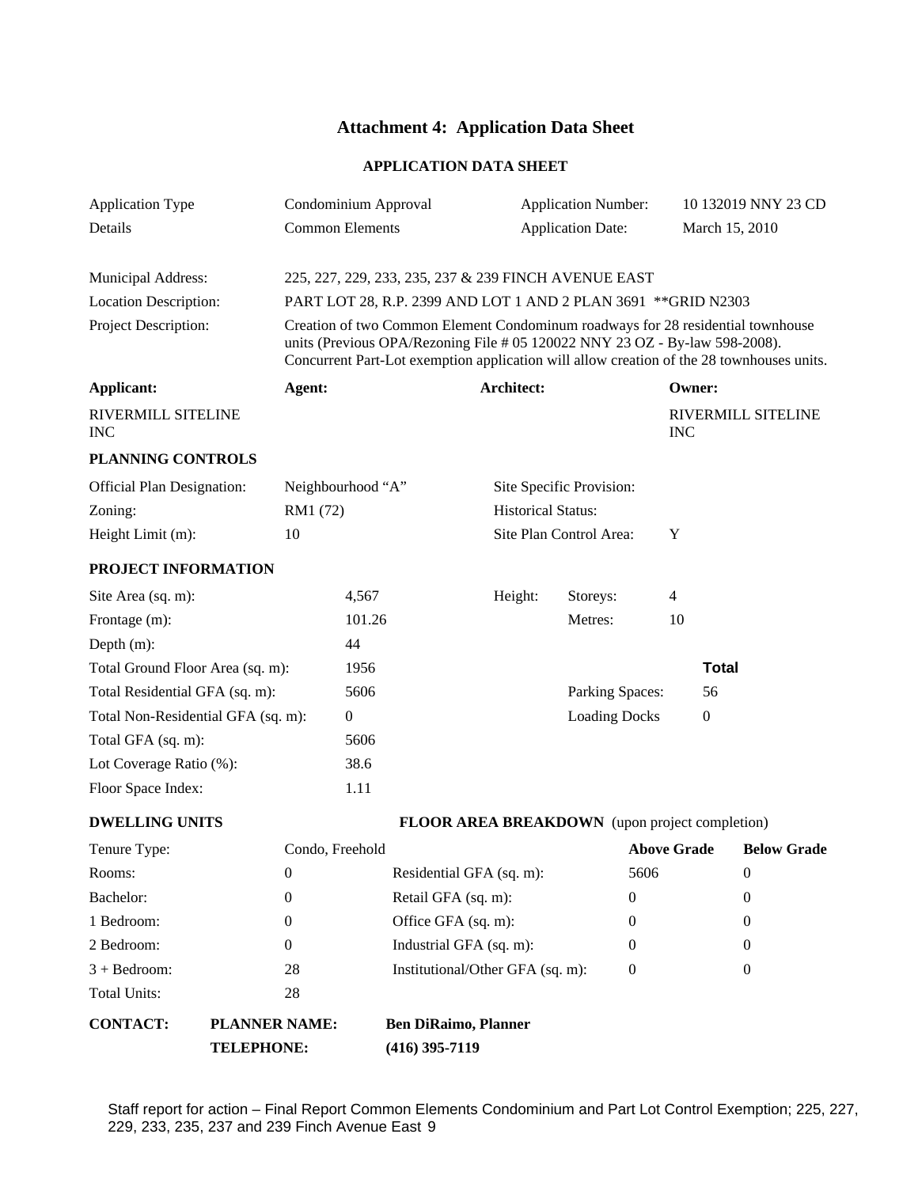# Attachment 4: Application Data Sheet

### APPLICATION DATA SHEET

| | | | |
|---|---|---|---|
| Application Type | Condominium Approval | Application Number: | 10 132019 NNY 23 CD |
| Details | Common Elements | Application Date: | March 15, 2010 |

| | |
|---|---|
| Municipal Address: | 225, 227, 229, 233, 235, 237 & 239 FINCH AVENUE EAST |
| Location Description: | PART LOT 28, R.P. 2399 AND LOT 1 AND 2 PLAN 3691 **GRID N2303 |
| Project Description: | Creation of two Common Element Condominum roadways for 28 residential townhouse units (Previous OPA/Rezoning File # 05 120022 NNY 23 OZ - By-law 598-2008). Concurrent Part-Lot exemption application will allow creation of the 28 townhouses units. |

| Applicant: | Agent: | Architect: | Owner: |
|---|---|---|---|
| RIVERMILL SITELINE INC | | | RIVERMILL SITELINE INC |

**PLANNING CONTROLS**

| | | | |
|---|---|---|---|
| Official Plan Designation: | Neighbourhood "A" | Site Specific Provision: | |
| Zoning: | RM1 (72) | Historical Status: | |
| Height Limit (m): | 10 | Site Plan Control Area: | Y |

**PROJECT INFORMATION**

| | | | | |
|---|---|---|---|---|
| Site Area (sq. m): | 4,567 | Height: | Storeys: | 4 |
| Frontage (m): | 101.26 | | Metres: | 10 |
| Depth (m): | 44 | | | |
| Total Ground Floor Area (sq. m): | 1956 | | | **Total** |
| Total Residential GFA (sq. m): | 5606 | | Parking Spaces: | 56 |
| Total Non-Residential GFA (sq. m): | 0 | | Loading Docks | 0 |
| Total GFA (sq. m): | 5606 | | | |
| Lot Coverage Ratio (%): | 38.6 | | | |
| Floor Space Index: | 1.11 | | | |

**DWELLING UNITS** / **FLOOR AREA BREAKDOWN** (upon project completion)

| | | | Above Grade | Below Grade |
|---|---|---|---|---|
| Tenure Type: | Condo, Freehold | | | |
| Rooms: | 0 | Residential GFA (sq. m): | 5606 | 0 |
| Bachelor: | 0 | Retail GFA (sq. m): | 0 | 0 |
| 1 Bedroom: | 0 | Office GFA (sq. m): | 0 | 0 |
| 2 Bedroom: | 0 | Industrial GFA (sq. m): | 0 | 0 |
| 3 + Bedroom: | 28 | Institutional/Other GFA (sq. m): | 0 | 0 |
| Total Units: | 28 | | | |

| | | |
|---|---|---|
| **CONTACT:** | **PLANNER NAME:** | **Ben DiRaimo, Planner** |
| | **TELEPHONE:** | **(416) 395-7119** |